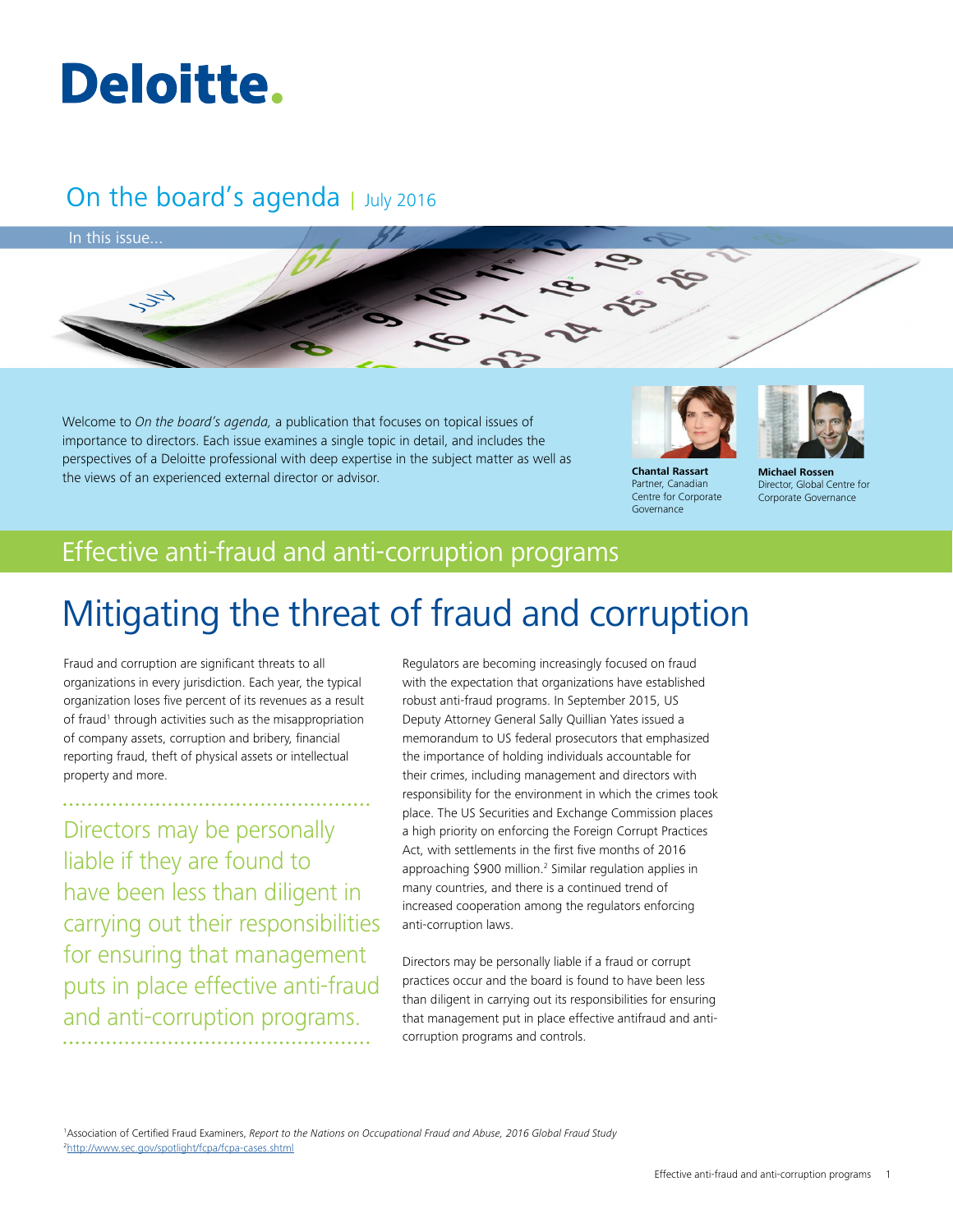Deloitte.

## On the board's agenda | July 2016

In this issue...

Welcome to *On the board's agenda,* a publication that focuses on topical issues of importance to directors. Each issue examines a single topic in detail, and includes the perspectives of a Deloitte professional with deep expertise in the subject matter as well as the views of an experienced external director or advisor.

**Chantal Rassart**
Partner, Canadian Centre for Corporate Governance

**Michael Rossen**
Director, Global Centre for Corporate Governance

## Effective anti-fraud and anti-corruption programs

# Mitigating the threat of fraud and corruption

Fraud and corruption are significant threats to all organizations in every jurisdiction. Each year, the typical organization loses five percent of its revenues as a result of fraud[1] through activities such as the misappropriation of company assets, corruption and bribery, financial reporting fraud, theft of physical assets or intellectual property and more.

> Directors may be personally liable if they are found to have been less than diligent in carrying out their responsibilities for ensuring that management puts in place effective anti-fraud and anti-corruption programs.

Regulators are becoming increasingly focused on fraud with the expectation that organizations have established robust anti-fraud programs. In September 2015, US Deputy Attorney General Sally Quillian Yates issued a memorandum to US federal prosecutors that emphasized the importance of holding individuals accountable for their crimes, including management and directors with responsibility for the environment in which the crimes took place. The US Securities and Exchange Commission places a high priority on enforcing the Foreign Corrupt Practices Act, with settlements in the first five months of 2016 approaching $900 million.[2] Similar regulation applies in many countries, and there is a continued trend of increased cooperation among the regulators enforcing anti-corruption laws.

Directors may be personally liable if a fraud or corrupt practices occur and the board is found to have been less than diligent in carrying out its responsibilities for ensuring that management put in place effective antifraud and anti-corruption programs and controls.

[1] Association of Certified Fraud Examiners, *Report to the Nations on Occupational Fraud and Abuse, 2016 Global Fraud Study*
[2] http://www.sec.gov/spotlight/fcpa/fcpa-cases.shtml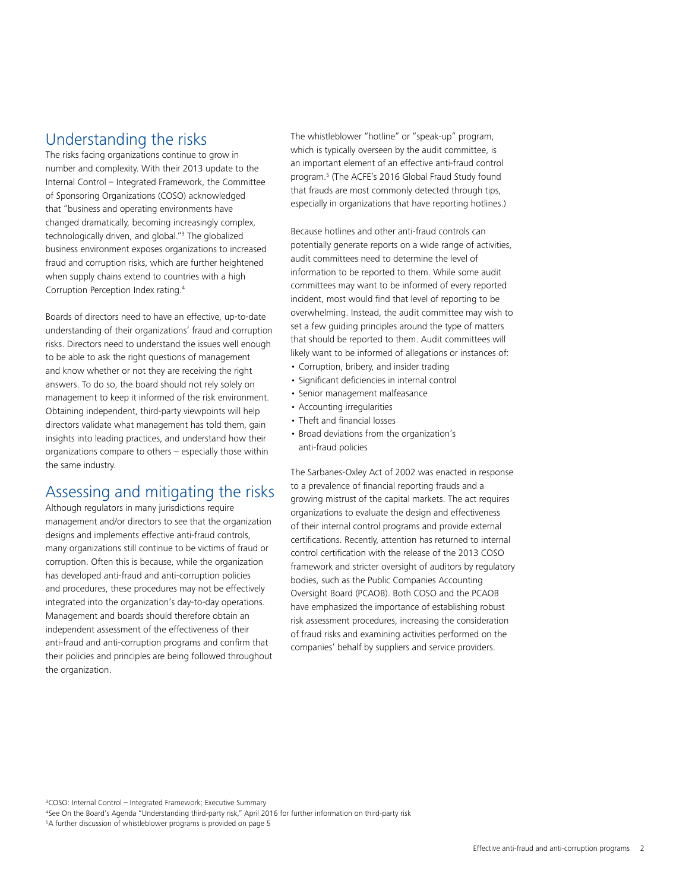## Understanding the risks

The risks facing organizations continue to grow in number and complexity. With their 2013 update to the Internal Control – Integrated Framework, the Committee of Sponsoring Organizations (COSO) acknowledged that "business and operating environments have changed dramatically, becoming increasingly complex, technologically driven, and global."[3] The globalized business environment exposes organizations to increased fraud and corruption risks, which are further heightened when supply chains extend to countries with a high Corruption Perception Index rating.[4]

Boards of directors need to have an effective, up-to-date understanding of their organizations' fraud and corruption risks. Directors need to understand the issues well enough to be able to ask the right questions of management and know whether or not they are receiving the right answers. To do so, the board should not rely solely on management to keep it informed of the risk environment. Obtaining independent, third-party viewpoints will help directors validate what management has told them, gain insights into leading practices, and understand how their organizations compare to others – especially those within the same industry.

## Assessing and mitigating the risks

Although regulators in many jurisdictions require management and/or directors to see that the organization designs and implements effective anti-fraud controls, many organizations still continue to be victims of fraud or corruption. Often this is because, while the organization has developed anti-fraud and anti-corruption policies and procedures, these procedures may not be effectively integrated into the organization's day-to-day operations. Management and boards should therefore obtain an independent assessment of the effectiveness of their anti-fraud and anti-corruption programs and confirm that their policies and principles are being followed throughout the organization.

The whistleblower "hotline" or "speak-up" program, which is typically overseen by the audit committee, is an important element of an effective anti-fraud control program.[5] (The ACFE's 2016 Global Fraud Study found that frauds are most commonly detected through tips, especially in organizations that have reporting hotlines.)

Because hotlines and other anti-fraud controls can potentially generate reports on a wide range of activities, audit committees need to determine the level of information to be reported to them. While some audit committees may want to be informed of every reported incident, most would find that level of reporting to be overwhelming. Instead, the audit committee may wish to set a few guiding principles around the type of matters that should be reported to them. Audit committees will likely want to be informed of allegations or instances of:

- Corruption, bribery, and insider trading
- Significant deficiencies in internal control
- Senior management malfeasance
- Accounting irregularities
- Theft and financial losses
- Broad deviations from the organization's anti-fraud policies

The Sarbanes-Oxley Act of 2002 was enacted in response to a prevalence of financial reporting frauds and a growing mistrust of the capital markets. The act requires organizations to evaluate the design and effectiveness of their internal control programs and provide external certifications. Recently, attention has returned to internal control certification with the release of the 2013 COSO framework and stricter oversight of auditors by regulatory bodies, such as the Public Companies Accounting Oversight Board (PCAOB). Both COSO and the PCAOB have emphasized the importance of establishing robust risk assessment procedures, increasing the consideration of fraud risks and examining activities performed on the companies' behalf by suppliers and service providers.

[3] COSO: Internal Control – Integrated Framework; Executive Summary
[4] See On the Board's Agenda "Understanding third-party risk," April 2016 for further information on third-party risk
[5] A further discussion of whistleblower programs is provided on page 5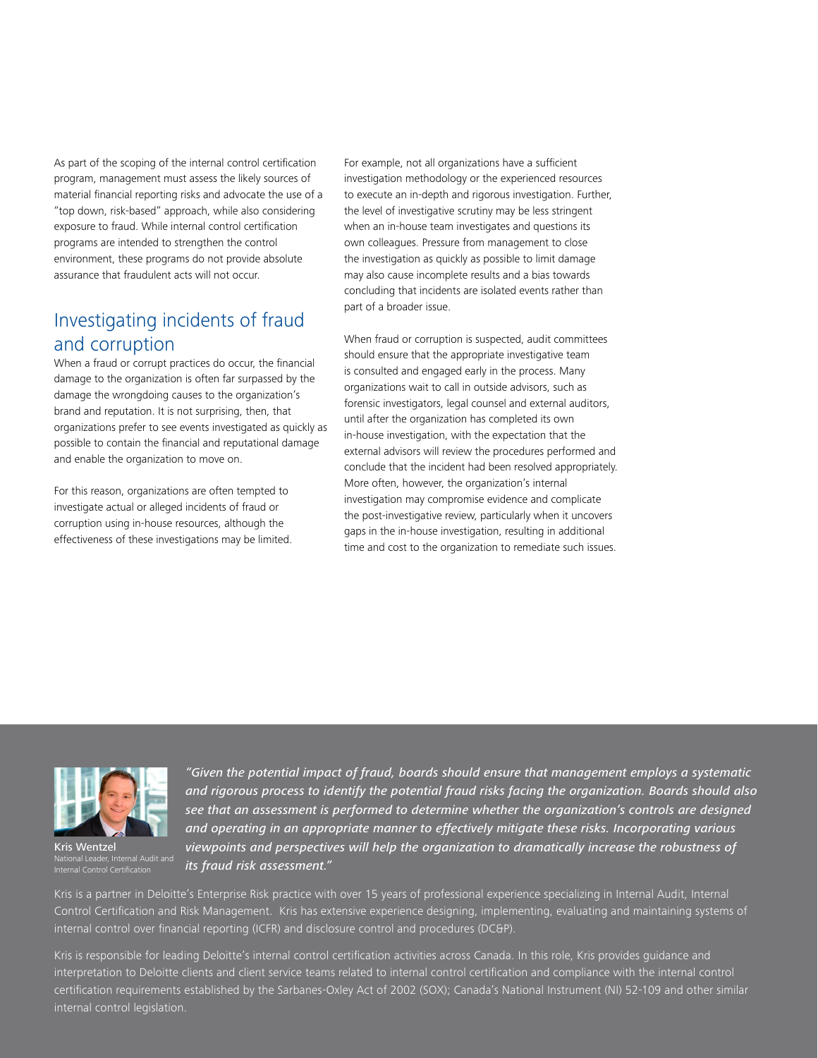As part of the scoping of the internal control certification program, management must assess the likely sources of material financial reporting risks and advocate the use of a "top down, risk-based" approach, while also considering exposure to fraud. While internal control certification programs are intended to strengthen the control environment, these programs do not provide absolute assurance that fraudulent acts will not occur.

## Investigating incidents of fraud and corruption

When a fraud or corrupt practices do occur, the financial damage to the organization is often far surpassed by the damage the wrongdoing causes to the organization's brand and reputation. It is not surprising, then, that organizations prefer to see events investigated as quickly as possible to contain the financial and reputational damage and enable the organization to move on.

For this reason, organizations are often tempted to investigate actual or alleged incidents of fraud or corruption using in-house resources, although the effectiveness of these investigations may be limited. For example, not all organizations have a sufficient investigation methodology or the experienced resources to execute an in-depth and rigorous investigation. Further, the level of investigative scrutiny may be less stringent when an in-house team investigates and questions its own colleagues. Pressure from management to close the investigation as quickly as possible to limit damage may also cause incomplete results and a bias towards concluding that incidents are isolated events rather than part of a broader issue.

When fraud or corruption is suspected, audit committees should ensure that the appropriate investigative team is consulted and engaged early in the process. Many organizations wait to call in outside advisors, such as forensic investigators, legal counsel and external auditors, until after the organization has completed its own in-house investigation, with the expectation that the external advisors will review the procedures performed and conclude that the incident had been resolved appropriately. More often, however, the organization's internal investigation may compromise evidence and complicate the post-investigative review, particularly when it uncovers gaps in the in-house investigation, resulting in additional time and cost to the organization to remediate such issues.

***"Given the potential impact of fraud, boards should ensure that management employs a systematic and rigorous process to identify the potential fraud risks facing the organization. Boards should also see that an assessment is performed to determine whether the organization's controls are designed and operating in an appropriate manner to effectively mitigate these risks. Incorporating various viewpoints and perspectives will help the organization to dramatically increase the robustness of its fraud risk assessment."***

Kris Wentzel
National Leader, Internal Audit and Internal Control Certification

Kris is a partner in Deloitte's Enterprise Risk practice with over 15 years of professional experience specializing in Internal Audit, Internal Control Certification and Risk Management. Kris has extensive experience designing, implementing, evaluating and maintaining systems of internal control over financial reporting (ICFR) and disclosure control and procedures (DC&P).

Kris is responsible for leading Deloitte's internal control certification activities across Canada. In this role, Kris provides guidance and interpretation to Deloitte clients and client service teams related to internal control certification and compliance with the internal control certification requirements established by the Sarbanes-Oxley Act of 2002 (SOX); Canada's National Instrument (NI) 52-109 and other similar internal control legislation.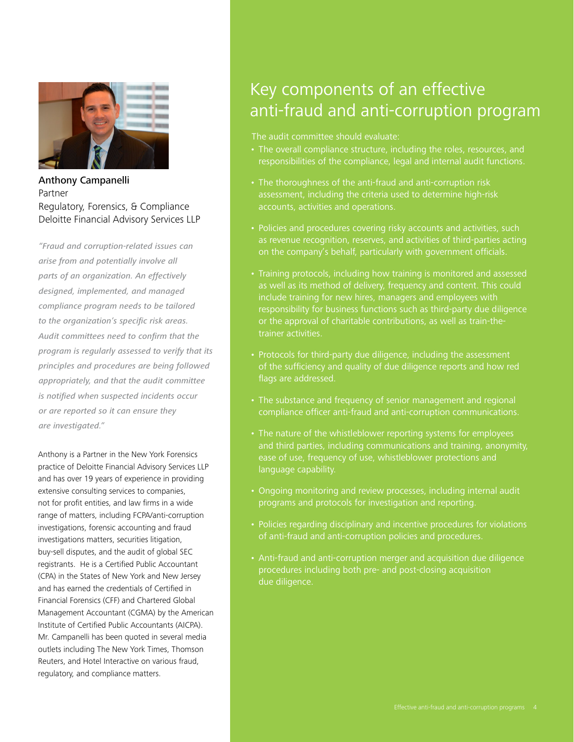Anthony Campanelli
Partner
Regulatory, Forensics, & Compliance
Deloitte Financial Advisory Services LLP

*"Fraud and corruption-related issues can arise from and potentially involve all parts of an organization. An effectively designed, implemented, and managed compliance program needs to be tailored to the organization's specific risk areas. Audit committees need to confirm that the program is regularly assessed to verify that its principles and procedures are being followed appropriately, and that the audit committee is notified when suspected incidents occur or are reported so it can ensure they are investigated."*

Anthony is a Partner in the New York Forensics practice of Deloitte Financial Advisory Services LLP and has over 19 years of experience in providing extensive consulting services to companies, not for profit entities, and law firms in a wide range of matters, including FCPA/anti-corruption investigations, forensic accounting and fraud investigations matters, securities litigation, buy-sell disputes, and the audit of global SEC registrants. He is a Certified Public Accountant (CPA) in the States of New York and New Jersey and has earned the credentials of Certified in Financial Forensics (CFF) and Chartered Global Management Accountant (CGMA) by the American Institute of Certified Public Accountants (AICPA). Mr. Campanelli has been quoted in several media outlets including The New York Times, Thomson Reuters, and Hotel Interactive on various fraud, regulatory, and compliance matters.

## Key components of an effective anti-fraud and anti-corruption program

The audit committee should evaluate:

- The overall compliance structure, including the roles, resources, and responsibilities of the compliance, legal and internal audit functions.
- The thoroughness of the anti-fraud and anti-corruption risk assessment, including the criteria used to determine high-risk accounts, activities and operations.
- Policies and procedures covering risky accounts and activities, such as revenue recognition, reserves, and activities of third-parties acting on the company's behalf, particularly with government officials.
- Training protocols, including how training is monitored and assessed as well as its method of delivery, frequency and content. This could include training for new hires, managers and employees with responsibility for business functions such as third-party due diligence or the approval of charitable contributions, as well as train-the-trainer activities.
- Protocols for third-party due diligence, including the assessment of the sufficiency and quality of due diligence reports and how red flags are addressed.
- The substance and frequency of senior management and regional compliance officer anti-fraud and anti-corruption communications.
- The nature of the whistleblower reporting systems for employees and third parties, including communications and training, anonymity, ease of use, frequency of use, whistleblower protections and language capability.
- Ongoing monitoring and review processes, including internal audit programs and protocols for investigation and reporting.
- Policies regarding disciplinary and incentive procedures for violations of anti-fraud and anti-corruption policies and procedures.
- Anti-fraud and anti-corruption merger and acquisition due diligence procedures including both pre- and post-closing acquisition due diligence.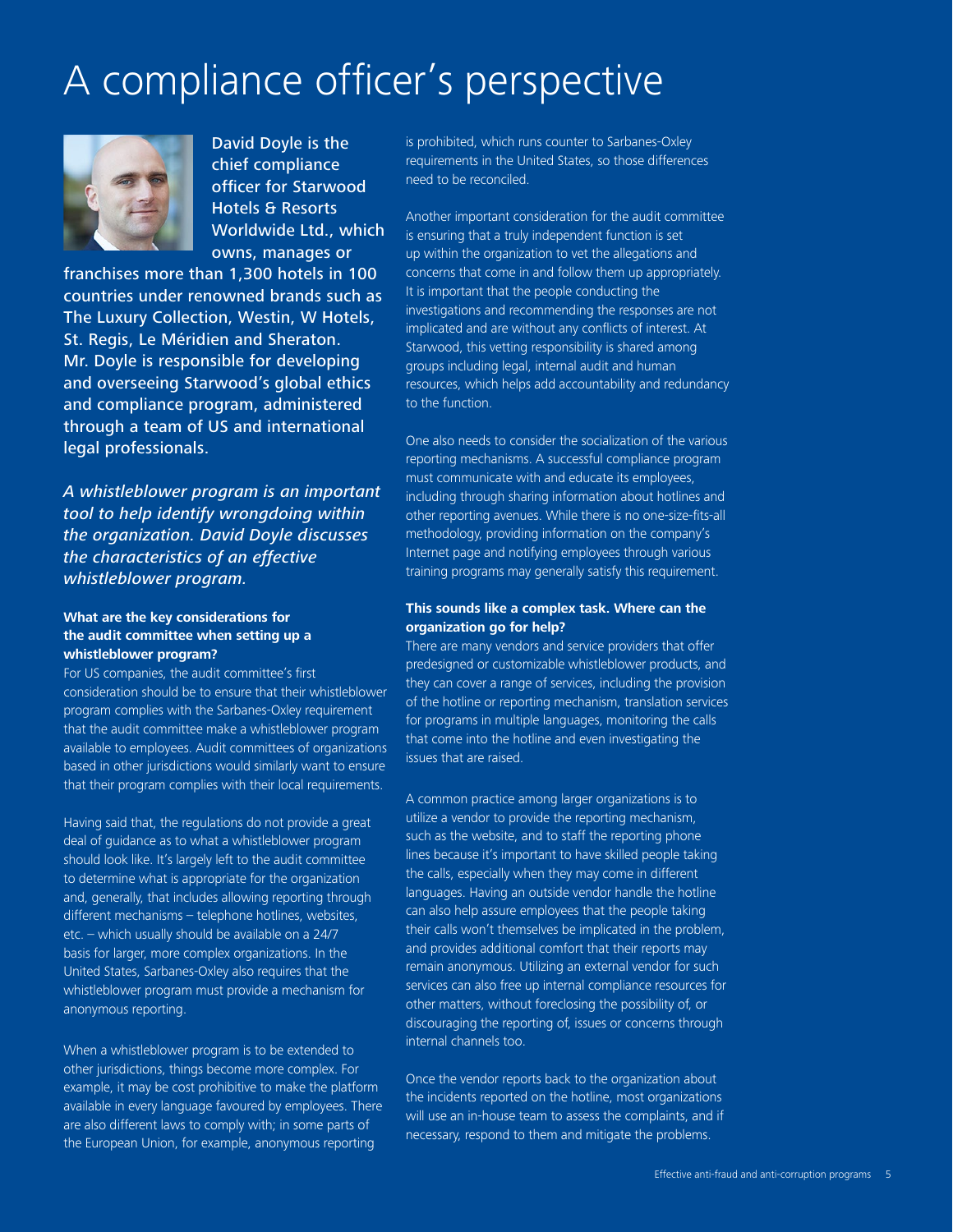# A compliance officer's perspective

**David Doyle is the chief compliance officer for Starwood Hotels & Resorts Worldwide Ltd., which owns, manages or franchises more than 1,300 hotels in 100 countries under renowned brands such as The Luxury Collection, Westin, W Hotels, St. Regis, Le Méridien and Sheraton. Mr. Doyle is responsible for developing and overseeing Starwood's global ethics and compliance program, administered through a team of US and international legal professionals.**

*A whistleblower program is an important tool to help identify wrongdoing within the organization. David Doyle discusses the characteristics of an effective whistleblower program.*

**What are the key considerations for the audit committee when setting up a whistleblower program?**

For US companies, the audit committee's first consideration should be to ensure that their whistleblower program complies with the Sarbanes-Oxley requirement that the audit committee make a whistleblower program available to employees. Audit committees of organizations based in other jurisdictions would similarly want to ensure that their program complies with their local requirements.

Having said that, the regulations do not provide a great deal of guidance as to what a whistleblower program should look like. It's largely left to the audit committee to determine what is appropriate for the organization and, generally, that includes allowing reporting through different mechanisms – telephone hotlines, websites, etc. – which usually should be available on a 24/7 basis for larger, more complex organizations. In the United States, Sarbanes-Oxley also requires that the whistleblower program must provide a mechanism for anonymous reporting.

When a whistleblower program is to be extended to other jurisdictions, things become more complex. For example, it may be cost prohibitive to make the platform available in every language favoured by employees. There are also different laws to comply with; in some parts of the European Union, for example, anonymous reporting is prohibited, which runs counter to Sarbanes-Oxley requirements in the United States, so those differences need to be reconciled.

Another important consideration for the audit committee is ensuring that a truly independent function is set up within the organization to vet the allegations and concerns that come in and follow them up appropriately. It is important that the people conducting the investigations and recommending the responses are not implicated and are without any conflicts of interest. At Starwood, this vetting responsibility is shared among groups including legal, internal audit and human resources, which helps add accountability and redundancy to the function.

One also needs to consider the socialization of the various reporting mechanisms. A successful compliance program must communicate with and educate its employees, including through sharing information about hotlines and other reporting avenues. While there is no one-size-fits-all methodology, providing information on the company's Internet page and notifying employees through various training programs may generally satisfy this requirement.

**This sounds like a complex task. Where can the organization go for help?**

There are many vendors and service providers that offer predesigned or customizable whistleblower products, and they can cover a range of services, including the provision of the hotline or reporting mechanism, translation services for programs in multiple languages, monitoring the calls that come into the hotline and even investigating the issues that are raised.

A common practice among larger organizations is to utilize a vendor to provide the reporting mechanism, such as the website, and to staff the reporting phone lines because it's important to have skilled people taking the calls, especially when they may come in different languages. Having an outside vendor handle the hotline can also help assure employees that the people taking their calls won't themselves be implicated in the problem, and provides additional comfort that their reports may remain anonymous. Utilizing an external vendor for such services can also free up internal compliance resources for other matters, without foreclosing the possibility of, or discouraging the reporting of, issues or concerns through internal channels too.

Once the vendor reports back to the organization about the incidents reported on the hotline, most organizations will use an in-house team to assess the complaints, and if necessary, respond to them and mitigate the problems.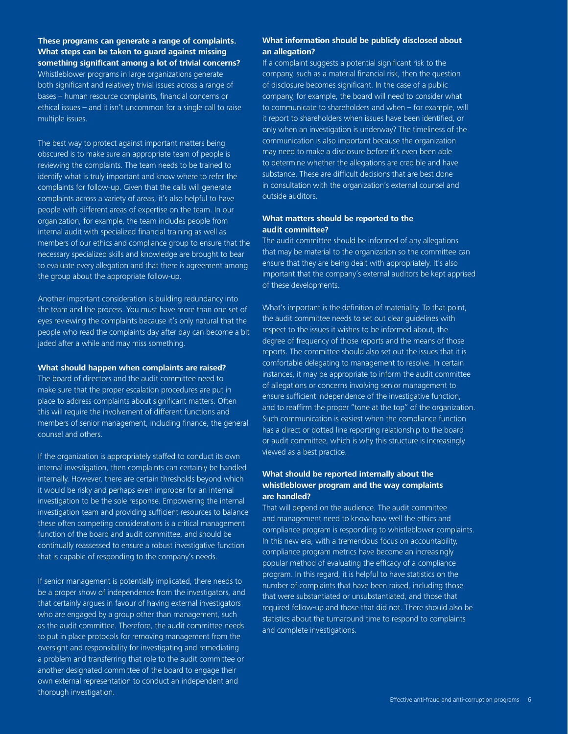**These programs can generate a range of complaints. What steps can be taken to guard against missing something significant among a lot of trivial concerns?**

Whistleblower programs in large organizations generate both significant and relatively trivial issues across a range of bases – human resource complaints, financial concerns or ethical issues – and it isn't uncommon for a single call to raise multiple issues.

The best way to protect against important matters being obscured is to make sure an appropriate team of people is reviewing the complaints. The team needs to be trained to identify what is truly important and know where to refer the complaints for follow-up. Given that the calls will generate complaints across a variety of areas, it's also helpful to have people with different areas of expertise on the team. In our organization, for example, the team includes people from internal audit with specialized financial training as well as members of our ethics and compliance group to ensure that the necessary specialized skills and knowledge are brought to bear to evaluate every allegation and that there is agreement among the group about the appropriate follow-up.

Another important consideration is building redundancy into the team and the process. You must have more than one set of eyes reviewing the complaints because it's only natural that the people who read the complaints day after day can become a bit jaded after a while and may miss something.

**What should happen when complaints are raised?**

The board of directors and the audit committee need to make sure that the proper escalation procedures are put in place to address complaints about significant matters. Often this will require the involvement of different functions and members of senior management, including finance, the general counsel and others.

If the organization is appropriately staffed to conduct its own internal investigation, then complaints can certainly be handled internally. However, there are certain thresholds beyond which it would be risky and perhaps even improper for an internal investigation to be the sole response. Empowering the internal investigation team and providing sufficient resources to balance these often competing considerations is a critical management function of the board and audit committee, and should be continually reassessed to ensure a robust investigative function that is capable of responding to the company's needs.

If senior management is potentially implicated, there needs to be a proper show of independence from the investigators, and that certainly argues in favour of having external investigators who are engaged by a group other than management, such as the audit committee. Therefore, the audit committee needs to put in place protocols for removing management from the oversight and responsibility for investigating and remediating a problem and transferring that role to the audit committee or another designated committee of the board to engage their own external representation to conduct an independent and thorough investigation.

**What information should be publicly disclosed about an allegation?**

If a complaint suggests a potential significant risk to the company, such as a material financial risk, then the question of disclosure becomes significant. In the case of a public company, for example, the board will need to consider what to communicate to shareholders and when – for example, will it report to shareholders when issues have been identified, or only when an investigation is underway? The timeliness of the communication is also important because the organization may need to make a disclosure before it's even been able to determine whether the allegations are credible and have substance. These are difficult decisions that are best done in consultation with the organization's external counsel and outside auditors.

**What matters should be reported to the audit committee?**

The audit committee should be informed of any allegations that may be material to the organization so the committee can ensure that they are being dealt with appropriately. It's also important that the company's external auditors be kept apprised of these developments.

What's important is the definition of materiality. To that point, the audit committee needs to set out clear guidelines with respect to the issues it wishes to be informed about, the degree of frequency of those reports and the means of those reports. The committee should also set out the issues that it is comfortable delegating to management to resolve. In certain instances, it may be appropriate to inform the audit committee of allegations or concerns involving senior management to ensure sufficient independence of the investigative function, and to reaffirm the proper "tone at the top" of the organization. Such communication is easiest when the compliance function has a direct or dotted line reporting relationship to the board or audit committee, which is why this structure is increasingly viewed as a best practice.

**What should be reported internally about the whistleblower program and the way complaints are handled?**

That will depend on the audience. The audit committee and management need to know how well the ethics and compliance program is responding to whistleblower complaints. In this new era, with a tremendous focus on accountability, compliance program metrics have become an increasingly popular method of evaluating the efficacy of a compliance program. In this regard, it is helpful to have statistics on the number of complaints that have been raised, including those that were substantiated or unsubstantiated, and those that required follow-up and those that did not. There should also be statistics about the turnaround time to respond to complaints and complete investigations.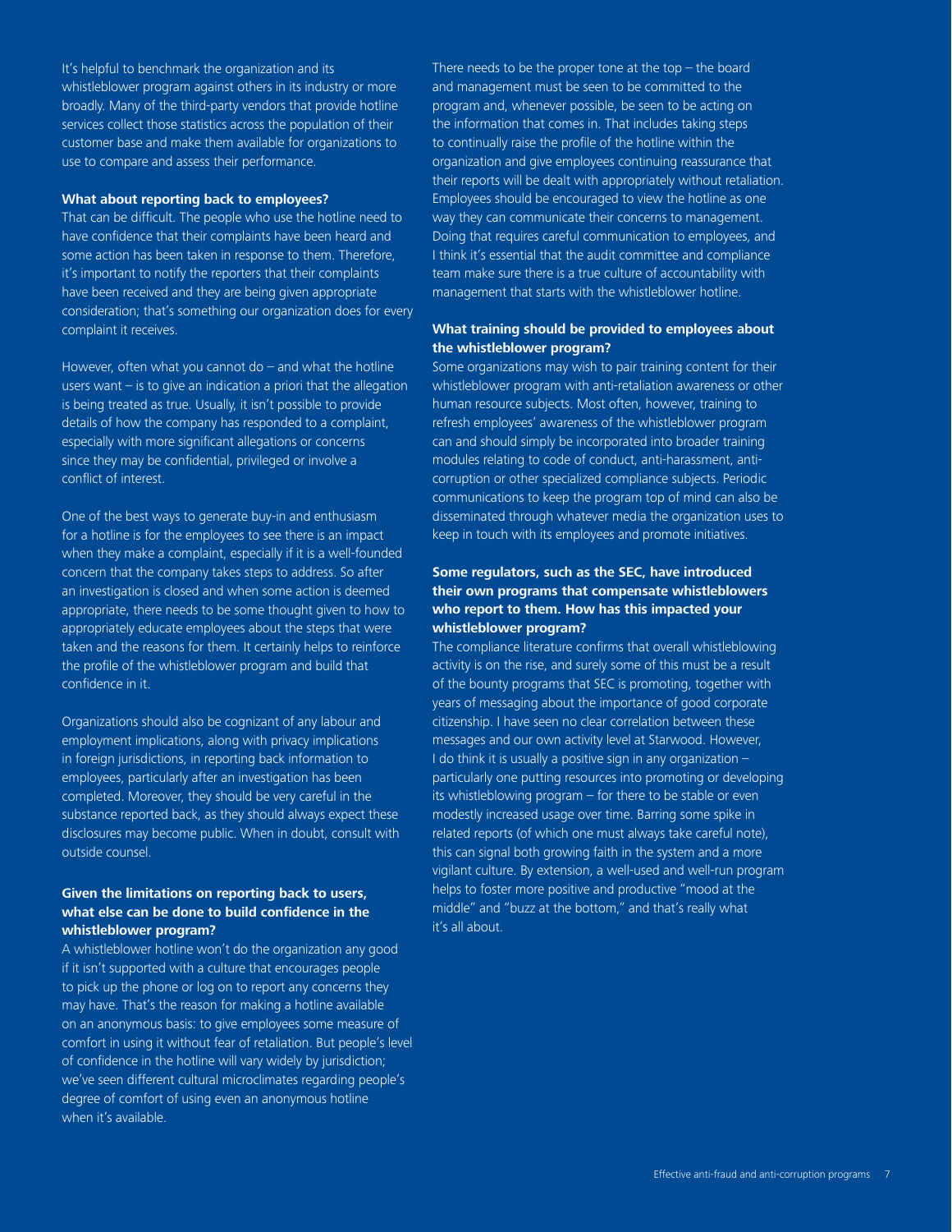It's helpful to benchmark the organization and its whistleblower program against others in its industry or more broadly. Many of the third-party vendors that provide hotline services collect those statistics across the population of their customer base and make them available for organizations to use to compare and assess their performance.

**What about reporting back to employees?**

That can be difficult. The people who use the hotline need to have confidence that their complaints have been heard and some action has been taken in response to them. Therefore, it's important to notify the reporters that their complaints have been received and they are being given appropriate consideration; that's something our organization does for every complaint it receives.

However, often what you cannot do – and what the hotline users want – is to give an indication a priori that the allegation is being treated as true. Usually, it isn't possible to provide details of how the company has responded to a complaint, especially with more significant allegations or concerns since they may be confidential, privileged or involve a conflict of interest.

One of the best ways to generate buy-in and enthusiasm for a hotline is for the employees to see there is an impact when they make a complaint, especially if it is a well-founded concern that the company takes steps to address. So after an investigation is closed and when some action is deemed appropriate, there needs to be some thought given to how to appropriately educate employees about the steps that were taken and the reasons for them. It certainly helps to reinforce the profile of the whistleblower program and build that confidence in it.

Organizations should also be cognizant of any labour and employment implications, along with privacy implications in foreign jurisdictions, in reporting back information to employees, particularly after an investigation has been completed. Moreover, they should be very careful in the substance reported back, as they should always expect these disclosures may become public. When in doubt, consult with outside counsel.

**Given the limitations on reporting back to users, what else can be done to build confidence in the whistleblower program?**

A whistleblower hotline won't do the organization any good if it isn't supported with a culture that encourages people to pick up the phone or log on to report any concerns they may have. That's the reason for making a hotline available on an anonymous basis: to give employees some measure of comfort in using it without fear of retaliation. But people's level of confidence in the hotline will vary widely by jurisdiction; we've seen different cultural microclimates regarding people's degree of comfort of using even an anonymous hotline when it's available.

There needs to be the proper tone at the top – the board and management must be seen to be committed to the program and, whenever possible, be seen to be acting on the information that comes in. That includes taking steps to continually raise the profile of the hotline within the organization and give employees continuing reassurance that their reports will be dealt with appropriately without retaliation. Employees should be encouraged to view the hotline as one way they can communicate their concerns to management. Doing that requires careful communication to employees, and I think it's essential that the audit committee and compliance team make sure there is a true culture of accountability with management that starts with the whistleblower hotline.

**What training should be provided to employees about the whistleblower program?**

Some organizations may wish to pair training content for their whistleblower program with anti-retaliation awareness or other human resource subjects. Most often, however, training to refresh employees' awareness of the whistleblower program can and should simply be incorporated into broader training modules relating to code of conduct, anti-harassment, anti-corruption or other specialized compliance subjects. Periodic communications to keep the program top of mind can also be disseminated through whatever media the organization uses to keep in touch with its employees and promote initiatives.

**Some regulators, such as the SEC, have introduced their own programs that compensate whistleblowers who report to them. How has this impacted your whistleblower program?**

The compliance literature confirms that overall whistleblowing activity is on the rise, and surely some of this must be a result of the bounty programs that SEC is promoting, together with years of messaging about the importance of good corporate citizenship. I have seen no clear correlation between these messages and our own activity level at Starwood. However, I do think it is usually a positive sign in any organization – particularly one putting resources into promoting or developing its whistleblowing program – for there to be stable or even modestly increased usage over time. Barring some spike in related reports (of which one must always take careful note), this can signal both growing faith in the system and a more vigilant culture. By extension, a well-used and well-run program helps to foster more positive and productive "mood at the middle" and "buzz at the bottom," and that's really what it's all about.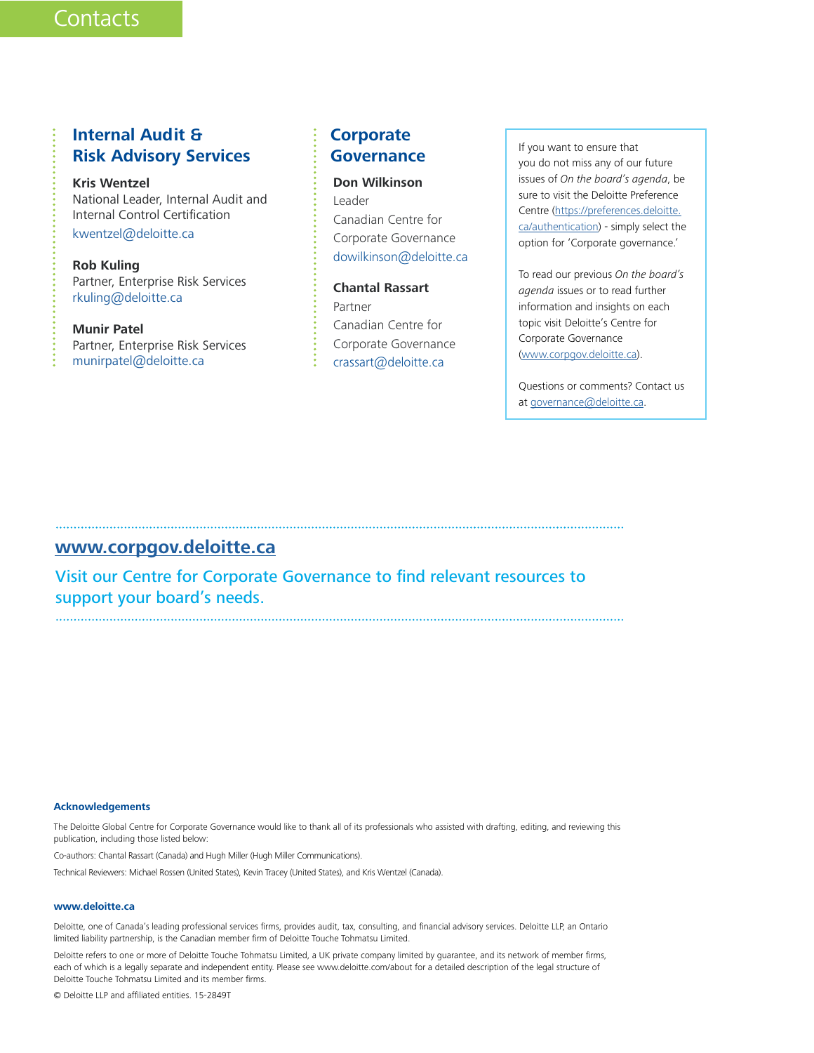# Contacts

## Internal Audit & Risk Advisory Services

**Kris Wentzel**
National Leader, Internal Audit and Internal Control Certification
kwentzel@deloitte.ca

**Rob Kuling**
Partner, Enterprise Risk Services
rkuling@deloitte.ca

**Munir Patel**
Partner, Enterprise Risk Services
munirpatel@deloitte.ca

## Corporate Governance

**Don Wilkinson**
Leader
Canadian Centre for Corporate Governance
dowilkinson@deloitte.ca

**Chantal Rassart**
Partner
Canadian Centre for Corporate Governance
crassart@deloitte.ca

If you want to ensure that you do not miss any of our future issues of *On the board's agenda*, be sure to visit the Deloitte Preference Centre (https://preferences.deloitte.ca/authentication) - simply select the option for 'Corporate governance.'

To read our previous *On the board's agenda* issues or to read further information and insights on each topic visit Deloitte's Centre for Corporate Governance (www.corpgov.deloitte.ca).

Questions or comments? Contact us at governance@deloitte.ca.

**www.corpgov.deloitte.ca**

Visit our Centre for Corporate Governance to find relevant resources to support your board's needs.

**Acknowledgements**

The Deloitte Global Centre for Corporate Governance would like to thank all of its professionals who assisted with drafting, editing, and reviewing this publication, including those listed below:

Co-authors: Chantal Rassart (Canada) and Hugh Miller (Hugh Miller Communications).

Technical Reviewers: Michael Rossen (United States), Kevin Tracey (United States), and Kris Wentzel (Canada).

**www.deloitte.ca**

Deloitte, one of Canada's leading professional services firms, provides audit, tax, consulting, and financial advisory services. Deloitte LLP, an Ontario limited liability partnership, is the Canadian member firm of Deloitte Touche Tohmatsu Limited.

Deloitte refers to one or more of Deloitte Touche Tohmatsu Limited, a UK private company limited by guarantee, and its network of member firms, each of which is a legally separate and independent entity. Please see www.deloitte.com/about for a detailed description of the legal structure of Deloitte Touche Tohmatsu Limited and its member firms.

© Deloitte LLP and affiliated entities. 15-2849T